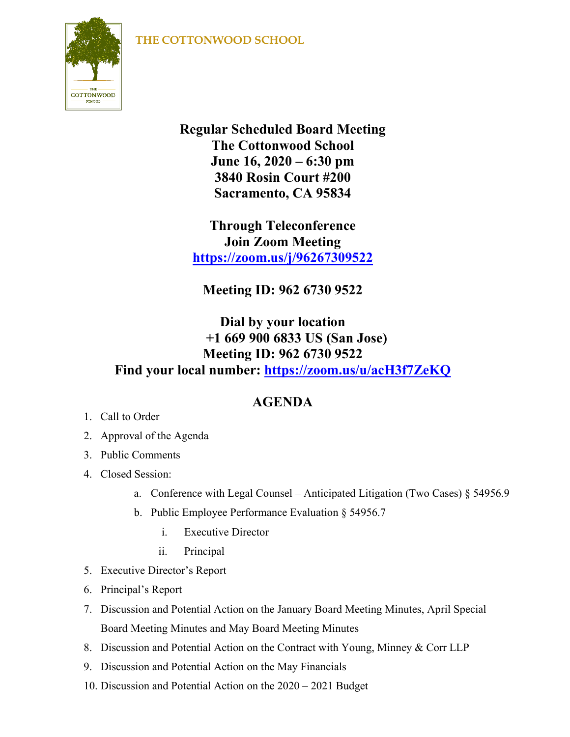THE COTTONWOOD SCHOOL

**Regular Scheduled Board Meeting**
**The Cottonwood School**
**June 16, 2020 – 6:30 pm**
**3840 Rosin Court #200**
**Sacramento, CA 95834**

**Through Teleconference**
**Join Zoom Meeting**
**https://zoom.us/j/96267309522**

**Meeting ID: 962 6730 9522**

**Dial by your location**
**+1 669 900 6833 US (San Jose)**
**Meeting ID: 962 6730 9522**
**Find your local number: https://zoom.us/u/acH3f7ZeKQ**

## AGENDA

1. Call to Order
2. Approval of the Agenda
3. Public Comments
4. Closed Session:
   a. Conference with Legal Counsel – Anticipated Litigation (Two Cases) § 54956.9
   b. Public Employee Performance Evaluation § 54956.7
      i. Executive Director
      ii. Principal
5. Executive Director's Report
6. Principal's Report
7. Discussion and Potential Action on the January Board Meeting Minutes, April Special Board Meeting Minutes and May Board Meeting Minutes
8. Discussion and Potential Action on the Contract with Young, Minney & Corr LLP
9. Discussion and Potential Action on the May Financials
10. Discussion and Potential Action on the 2020 – 2021 Budget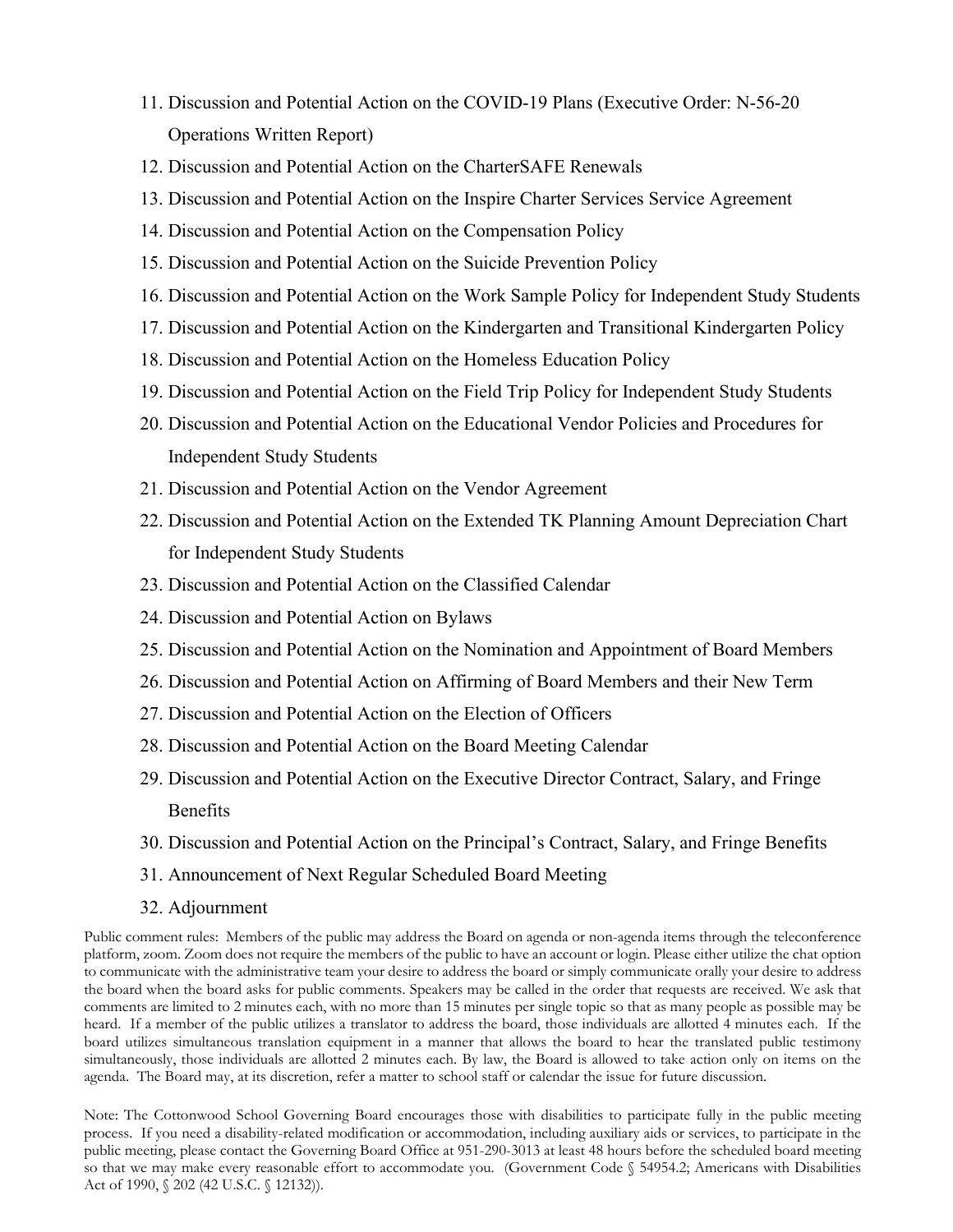11. Discussion and Potential Action on the COVID-19 Plans (Executive Order: N-56-20 Operations Written Report)
12. Discussion and Potential Action on the CharterSAFE Renewals
13. Discussion and Potential Action on the Inspire Charter Services Service Agreement
14. Discussion and Potential Action on the Compensation Policy
15. Discussion and Potential Action on the Suicide Prevention Policy
16. Discussion and Potential Action on the Work Sample Policy for Independent Study Students
17. Discussion and Potential Action on the Kindergarten and Transitional Kindergarten Policy
18. Discussion and Potential Action on the Homeless Education Policy
19. Discussion and Potential Action on the Field Trip Policy for Independent Study Students
20. Discussion and Potential Action on the Educational Vendor Policies and Procedures for Independent Study Students
21. Discussion and Potential Action on the Vendor Agreement
22. Discussion and Potential Action on the Extended TK Planning Amount Depreciation Chart for Independent Study Students
23. Discussion and Potential Action on the Classified Calendar
24. Discussion and Potential Action on Bylaws
25. Discussion and Potential Action on the Nomination and Appointment of Board Members
26. Discussion and Potential Action on Affirming of Board Members and their New Term
27. Discussion and Potential Action on the Election of Officers
28. Discussion and Potential Action on the Board Meeting Calendar
29. Discussion and Potential Action on the Executive Director Contract, Salary, and Fringe Benefits
30. Discussion and Potential Action on the Principal's Contract, Salary, and Fringe Benefits
31. Announcement of Next Regular Scheduled Board Meeting
32. Adjournment

Public comment rules: Members of the public may address the Board on agenda or non-agenda items through the teleconference platform, zoom. Zoom does not require the members of the public to have an account or login. Please either utilize the chat option to communicate with the administrative team your desire to address the board or simply communicate orally your desire to address the board when the board asks for public comments. Speakers may be called in the order that requests are received. We ask that comments are limited to 2 minutes each, with no more than 15 minutes per single topic so that as many people as possible may be heard. If a member of the public utilizes a translator to address the board, those individuals are allotted 4 minutes each. If the board utilizes simultaneous translation equipment in a manner that allows the board to hear the translated public testimony simultaneously, those individuals are allotted 2 minutes each. By law, the Board is allowed to take action only on items on the agenda. The Board may, at its discretion, refer a matter to school staff or calendar the issue for future discussion.

Note: The Cottonwood School Governing Board encourages those with disabilities to participate fully in the public meeting process. If you need a disability-related modification or accommodation, including auxiliary aids or services, to participate in the public meeting, please contact the Governing Board Office at 951-290-3013 at least 48 hours before the scheduled board meeting so that we may make every reasonable effort to accommodate you. (Government Code § 54954.2; Americans with Disabilities Act of 1990, § 202 (42 U.S.C. § 12132)).